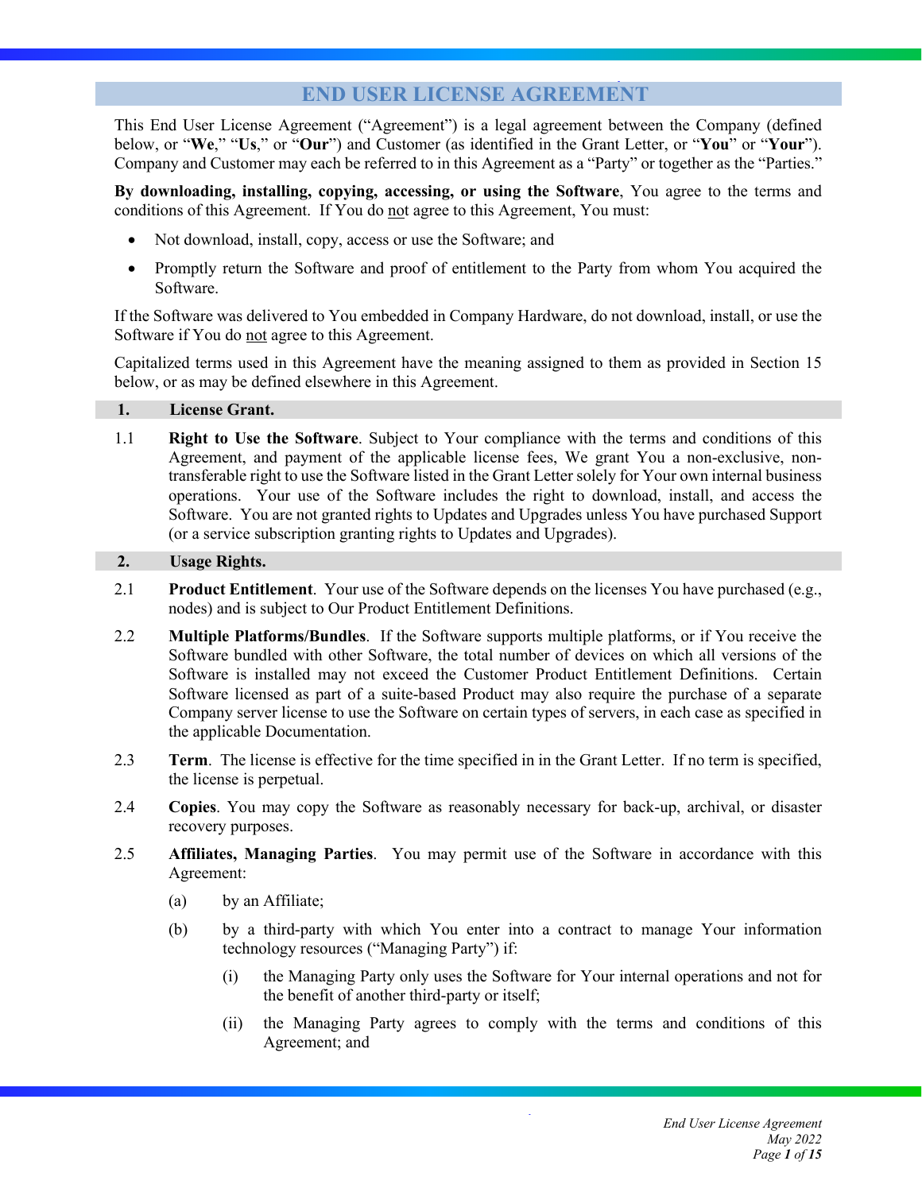# END USER LICENSE AGREEMENT

This End User License Agreement ("Agreement") is a legal agreement between the Company (defined below, or "**We**," "**Us**," or "**Our**") and Customer (as identified in the Grant Letter, or "**You**" or "**Your**"). Company and Customer may each be referred to in this Agreement as a "Party" or together as the "Parties."

**By downloading, installing, copying, accessing, or using the Software**, You agree to the terms and conditions of this Agreement. If You do not agree to this Agreement, You must:

- Not download, install, copy, access or use the Software; and
- Promptly return the Software and proof of entitlement to the Party from whom You acquired the Software.

If the Software was delivered to You embedded in Company Hardware, do not download, install, or use the Software if You do not agree to this Agreement.

Capitalized terms used in this Agreement have the meaning assigned to them as provided in Section 15 below, or as may be defined elsewhere in this Agreement.

## 1. License Grant.

1.1 **Right to Use the Software**. Subject to Your compliance with the terms and conditions of this Agreement, and payment of the applicable license fees, We grant You a non-exclusive, non-transferable right to use the Software listed in the Grant Letter solely for Your own internal business operations. Your use of the Software includes the right to download, install, and access the Software. You are not granted rights to Updates and Upgrades unless You have purchased Support (or a service subscription granting rights to Updates and Upgrades).

## 2. Usage Rights.

2.1 **Product Entitlement**. Your use of the Software depends on the licenses You have purchased (e.g., nodes) and is subject to Our Product Entitlement Definitions.

2.2 **Multiple Platforms/Bundles**. If the Software supports multiple platforms, or if You receive the Software bundled with other Software, the total number of devices on which all versions of the Software is installed may not exceed the Customer Product Entitlement Definitions. Certain Software licensed as part of a suite-based Product may also require the purchase of a separate Company server license to use the Software on certain types of servers, in each case as specified in the applicable Documentation.

2.3 **Term**. The license is effective for the time specified in in the Grant Letter. If no term is specified, the license is perpetual.

2.4 **Copies**. You may copy the Software as reasonably necessary for back-up, archival, or disaster recovery purposes.

2.5 **Affiliates, Managing Parties**. You may permit use of the Software in accordance with this Agreement:

(a) by an Affiliate;

(b) by a third-party with which You enter into a contract to manage Your information technology resources ("Managing Party") if:

(i) the Managing Party only uses the Software for Your internal operations and not for the benefit of another third-party or itself;

(ii) the Managing Party agrees to comply with the terms and conditions of this Agreement; and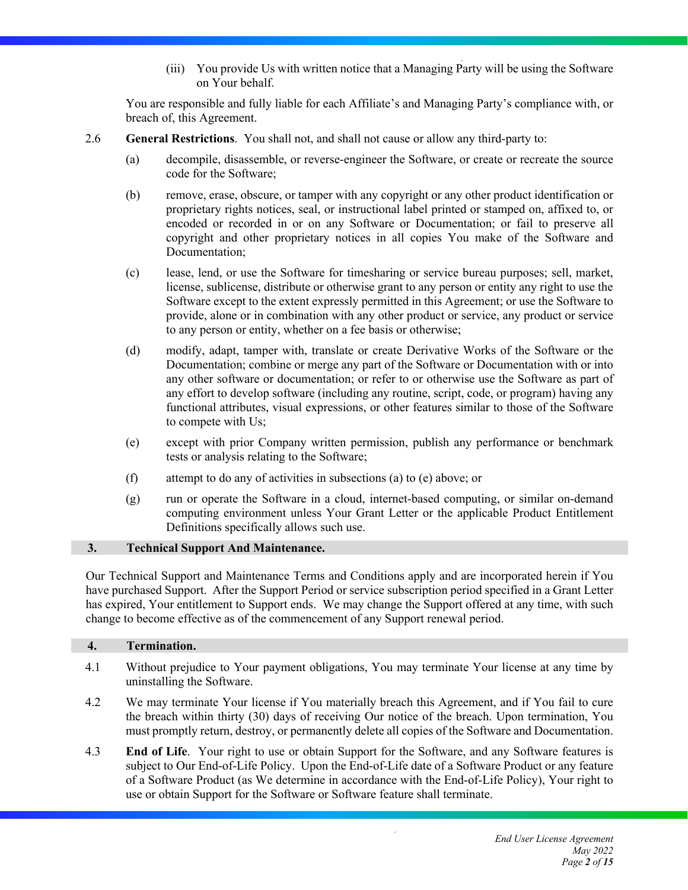(iii) You provide Us with written notice that a Managing Party will be using the Software on Your behalf.

You are responsible and fully liable for each Affiliate's and Managing Party's compliance with, or breach of, this Agreement.

2.6 **General Restrictions**. You shall not, and shall not cause or allow any third-party to:

(a) decompile, disassemble, or reverse-engineer the Software, or create or recreate the source code for the Software;

(b) remove, erase, obscure, or tamper with any copyright or any other product identification or proprietary rights notices, seal, or instructional label printed or stamped on, affixed to, or encoded or recorded in or on any Software or Documentation; or fail to preserve all copyright and other proprietary notices in all copies You make of the Software and Documentation;

(c) lease, lend, or use the Software for timesharing or service bureau purposes; sell, market, license, sublicense, distribute or otherwise grant to any person or entity any right to use the Software except to the extent expressly permitted in this Agreement; or use the Software to provide, alone or in combination with any other product or service, any product or service to any person or entity, whether on a fee basis or otherwise;

(d) modify, adapt, tamper with, translate or create Derivative Works of the Software or the Documentation; combine or merge any part of the Software or Documentation with or into any other software or documentation; or refer to or otherwise use the Software as part of any effort to develop software (including any routine, script, code, or program) having any functional attributes, visual expressions, or other features similar to those of the Software to compete with Us;

(e) except with prior Company written permission, publish any performance or benchmark tests or analysis relating to the Software;

(f) attempt to do any of activities in subsections (a) to (e) above; or

(g) run or operate the Software in a cloud, internet-based computing, or similar on-demand computing environment unless Your Grant Letter or the applicable Product Entitlement Definitions specifically allows such use.

## 3. Technical Support And Maintenance.

Our Technical Support and Maintenance Terms and Conditions apply and are incorporated herein if You have purchased Support. After the Support Period or service subscription period specified in a Grant Letter has expired, Your entitlement to Support ends. We may change the Support offered at any time, with such change to become effective as of the commencement of any Support renewal period.

## 4. Termination.

4.1 Without prejudice to Your payment obligations, You may terminate Your license at any time by uninstalling the Software.

4.2 We may terminate Your license if You materially breach this Agreement, and if You fail to cure the breach within thirty (30) days of receiving Our notice of the breach. Upon termination, You must promptly return, destroy, or permanently delete all copies of the Software and Documentation.

4.3 **End of Life**. Your right to use or obtain Support for the Software, and any Software features is subject to Our End-of-Life Policy. Upon the End-of-Life date of a Software Product or any feature of a Software Product (as We determine in accordance with the End-of-Life Policy), Your right to use or obtain Support for the Software or Software feature shall terminate.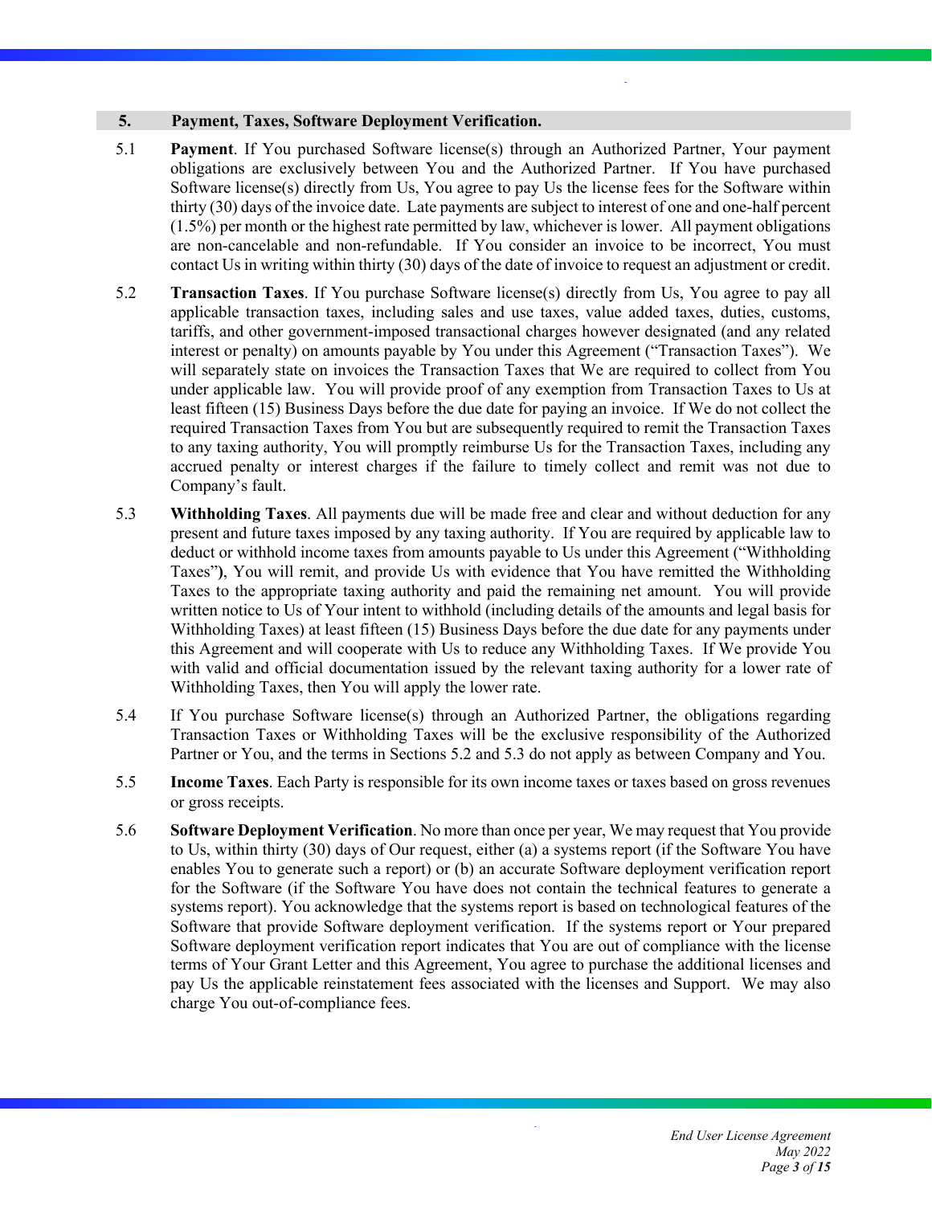## 5. Payment, Taxes, Software Deployment Verification.

5.1 **Payment**. If You purchased Software license(s) through an Authorized Partner, Your payment obligations are exclusively between You and the Authorized Partner. If You have purchased Software license(s) directly from Us, You agree to pay Us the license fees for the Software within thirty (30) days of the invoice date. Late payments are subject to interest of one and one-half percent (1.5%) per month or the highest rate permitted by law, whichever is lower. All payment obligations are non-cancelable and non-refundable. If You consider an invoice to be incorrect, You must contact Us in writing within thirty (30) days of the date of invoice to request an adjustment or credit.

5.2 **Transaction Taxes**. If You purchase Software license(s) directly from Us, You agree to pay all applicable transaction taxes, including sales and use taxes, value added taxes, duties, customs, tariffs, and other government-imposed transactional charges however designated (and any related interest or penalty) on amounts payable by You under this Agreement ("Transaction Taxes"). We will separately state on invoices the Transaction Taxes that We are required to collect from You under applicable law. You will provide proof of any exemption from Transaction Taxes to Us at least fifteen (15) Business Days before the due date for paying an invoice. If We do not collect the required Transaction Taxes from You but are subsequently required to remit the Transaction Taxes to any taxing authority, You will promptly reimburse Us for the Transaction Taxes, including any accrued penalty or interest charges if the failure to timely collect and remit was not due to Company's fault.

5.3 **Withholding Taxes**. All payments due will be made free and clear and without deduction for any present and future taxes imposed by any taxing authority. If You are required by applicable law to deduct or withhold income taxes from amounts payable to Us under this Agreement ("Withholding Taxes"), You will remit, and provide Us with evidence that You have remitted the Withholding Taxes to the appropriate taxing authority and paid the remaining net amount. You will provide written notice to Us of Your intent to withhold (including details of the amounts and legal basis for Withholding Taxes) at least fifteen (15) Business Days before the due date for any payments under this Agreement and will cooperate with Us to reduce any Withholding Taxes. If We provide You with valid and official documentation issued by the relevant taxing authority for a lower rate of Withholding Taxes, then You will apply the lower rate.

5.4 If You purchase Software license(s) through an Authorized Partner, the obligations regarding Transaction Taxes or Withholding Taxes will be the exclusive responsibility of the Authorized Partner or You, and the terms in Sections 5.2 and 5.3 do not apply as between Company and You.

5.5 **Income Taxes**. Each Party is responsible for its own income taxes or taxes based on gross revenues or gross receipts.

5.6 **Software Deployment Verification**. No more than once per year, We may request that You provide to Us, within thirty (30) days of Our request, either (a) a systems report (if the Software You have enables You to generate such a report) or (b) an accurate Software deployment verification report for the Software (if the Software You have does not contain the technical features to generate a systems report). You acknowledge that the systems report is based on technological features of the Software that provide Software deployment verification. If the systems report or Your prepared Software deployment verification report indicates that You are out of compliance with the license terms of Your Grant Letter and this Agreement, You agree to purchase the additional licenses and pay Us the applicable reinstatement fees associated with the licenses and Support. We may also charge You out-of-compliance fees.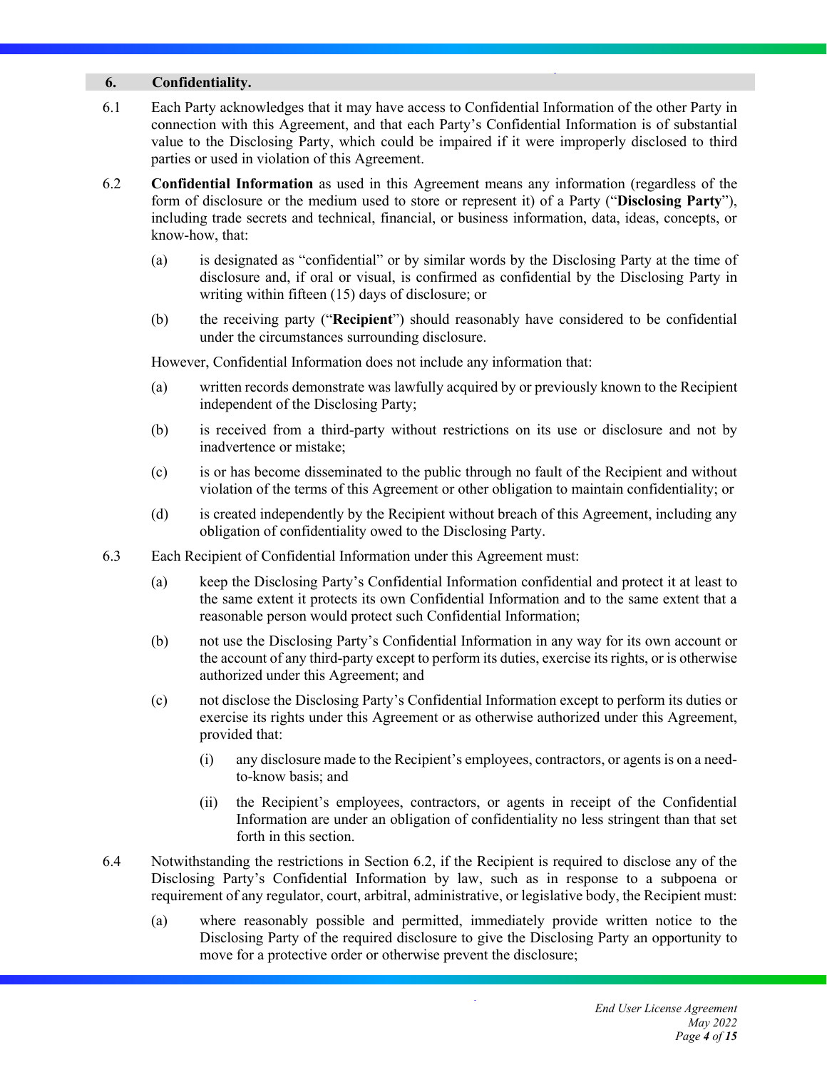## 6. Confidentiality.

6.1 Each Party acknowledges that it may have access to Confidential Information of the other Party in connection with this Agreement, and that each Party's Confidential Information is of substantial value to the Disclosing Party, which could be impaired if it were improperly disclosed to third parties or used in violation of this Agreement.

6.2 **Confidential Information** as used in this Agreement means any information (regardless of the form of disclosure or the medium used to store or represent it) of a Party ("**Disclosing Party**"), including trade secrets and technical, financial, or business information, data, ideas, concepts, or know-how, that:

(a) is designated as "confidential" or by similar words by the Disclosing Party at the time of disclosure and, if oral or visual, is confirmed as confidential by the Disclosing Party in writing within fifteen (15) days of disclosure; or

(b) the receiving party ("**Recipient**") should reasonably have considered to be confidential under the circumstances surrounding disclosure.

However, Confidential Information does not include any information that:

(a) written records demonstrate was lawfully acquired by or previously known to the Recipient independent of the Disclosing Party;

(b) is received from a third-party without restrictions on its use or disclosure and not by inadvertence or mistake;

(c) is or has become disseminated to the public through no fault of the Recipient and without violation of the terms of this Agreement or other obligation to maintain confidentiality; or

(d) is created independently by the Recipient without breach of this Agreement, including any obligation of confidentiality owed to the Disclosing Party.

6.3 Each Recipient of Confidential Information under this Agreement must:

(a) keep the Disclosing Party's Confidential Information confidential and protect it at least to the same extent it protects its own Confidential Information and to the same extent that a reasonable person would protect such Confidential Information;

(b) not use the Disclosing Party's Confidential Information in any way for its own account or the account of any third-party except to perform its duties, exercise its rights, or is otherwise authorized under this Agreement; and

(c) not disclose the Disclosing Party's Confidential Information except to perform its duties or exercise its rights under this Agreement or as otherwise authorized under this Agreement, provided that:

(i) any disclosure made to the Recipient's employees, contractors, or agents is on a need-to-know basis; and

(ii) the Recipient's employees, contractors, or agents in receipt of the Confidential Information are under an obligation of confidentiality no less stringent than that set forth in this section.

6.4 Notwithstanding the restrictions in Section 6.2, if the Recipient is required to disclose any of the Disclosing Party's Confidential Information by law, such as in response to a subpoena or requirement of any regulator, court, arbitral, administrative, or legislative body, the Recipient must:

(a) where reasonably possible and permitted, immediately provide written notice to the Disclosing Party of the required disclosure to give the Disclosing Party an opportunity to move for a protective order or otherwise prevent the disclosure;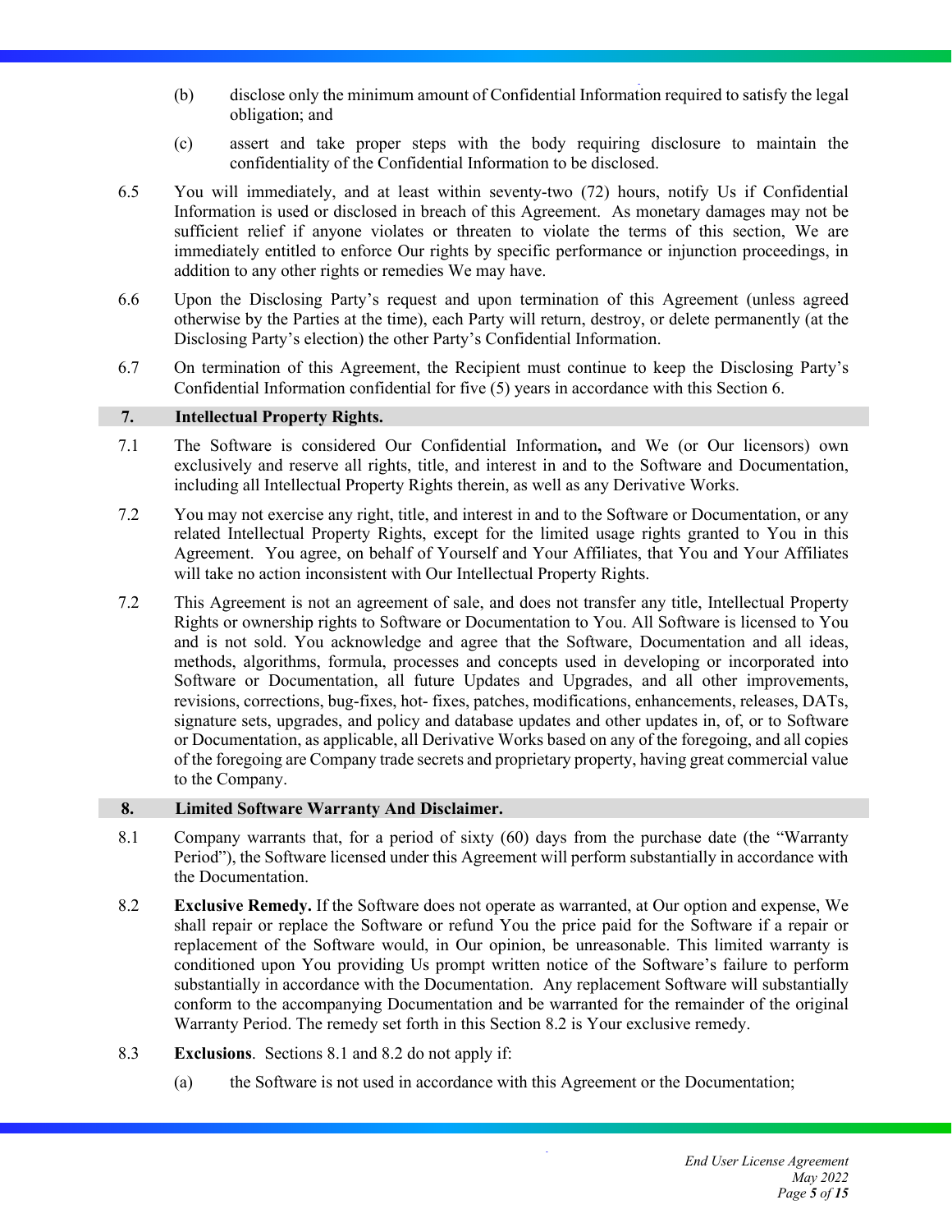(b) disclose only the minimum amount of Confidential Information required to satisfy the legal obligation; and

(c) assert and take proper steps with the body requiring disclosure to maintain the confidentiality of the Confidential Information to be disclosed.

6.5 You will immediately, and at least within seventy-two (72) hours, notify Us if Confidential Information is used or disclosed in breach of this Agreement. As monetary damages may not be sufficient relief if anyone violates or threaten to violate the terms of this section, We are immediately entitled to enforce Our rights by specific performance or injunction proceedings, in addition to any other rights or remedies We may have.

6.6 Upon the Disclosing Party's request and upon termination of this Agreement (unless agreed otherwise by the Parties at the time), each Party will return, destroy, or delete permanently (at the Disclosing Party's election) the other Party's Confidential Information.

6.7 On termination of this Agreement, the Recipient must continue to keep the Disclosing Party's Confidential Information confidential for five (5) years in accordance with this Section 6.

## 7. Intellectual Property Rights.

7.1 The Software is considered Our Confidential Information**,** and We (or Our licensors) own exclusively and reserve all rights, title, and interest in and to the Software and Documentation, including all Intellectual Property Rights therein, as well as any Derivative Works.

7.2 You may not exercise any right, title, and interest in and to the Software or Documentation, or any related Intellectual Property Rights, except for the limited usage rights granted to You in this Agreement. You agree, on behalf of Yourself and Your Affiliates, that You and Your Affiliates will take no action inconsistent with Our Intellectual Property Rights.

7.2 This Agreement is not an agreement of sale, and does not transfer any title, Intellectual Property Rights or ownership rights to Software or Documentation to You. All Software is licensed to You and is not sold. You acknowledge and agree that the Software, Documentation and all ideas, methods, algorithms, formula, processes and concepts used in developing or incorporated into Software or Documentation, all future Updates and Upgrades, and all other improvements, revisions, corrections, bug-fixes, hot- fixes, patches, modifications, enhancements, releases, DATs, signature sets, upgrades, and policy and database updates and other updates in, of, or to Software or Documentation, as applicable, all Derivative Works based on any of the foregoing, and all copies of the foregoing are Company trade secrets and proprietary property, having great commercial value to the Company.

## 8. Limited Software Warranty And Disclaimer.

8.1 Company warrants that, for a period of sixty (60) days from the purchase date (the "Warranty Period"), the Software licensed under this Agreement will perform substantially in accordance with the Documentation.

8.2 **Exclusive Remedy.** If the Software does not operate as warranted, at Our option and expense, We shall repair or replace the Software or refund You the price paid for the Software if a repair or replacement of the Software would, in Our opinion, be unreasonable. This limited warranty is conditioned upon You providing Us prompt written notice of the Software's failure to perform substantially in accordance with the Documentation. Any replacement Software will substantially conform to the accompanying Documentation and be warranted for the remainder of the original Warranty Period. The remedy set forth in this Section 8.2 is Your exclusive remedy.

8.3 **Exclusions**. Sections 8.1 and 8.2 do not apply if:

(a) the Software is not used in accordance with this Agreement or the Documentation;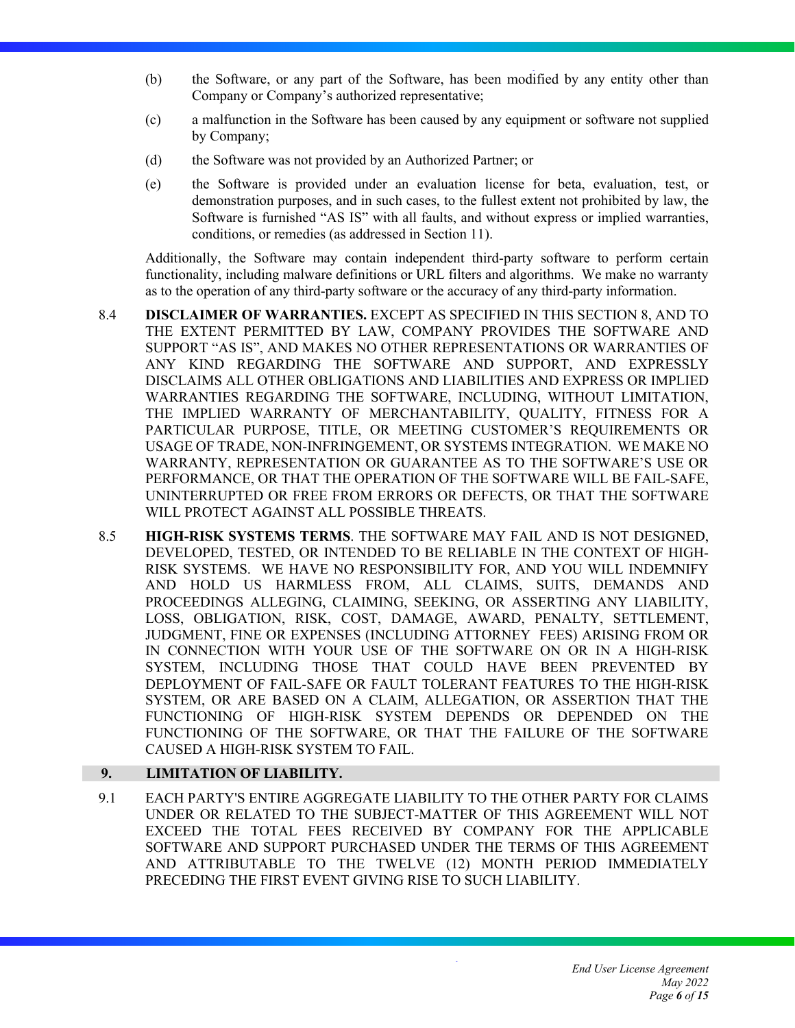(b) the Software, or any part of the Software, has been modified by any entity other than Company or Company's authorized representative;

(c) a malfunction in the Software has been caused by any equipment or software not supplied by Company;

(d) the Software was not provided by an Authorized Partner; or

(e) the Software is provided under an evaluation license for beta, evaluation, test, or demonstration purposes, and in such cases, to the fullest extent not prohibited by law, the Software is furnished "AS IS" with all faults, and without express or implied warranties, conditions, or remedies (as addressed in Section 11).

Additionally, the Software may contain independent third-party software to perform certain functionality, including malware definitions or URL filters and algorithms. We make no warranty as to the operation of any third-party software or the accuracy of any third-party information.

8.4 **DISCLAIMER OF WARRANTIES.** EXCEPT AS SPECIFIED IN THIS SECTION 8, AND TO THE EXTENT PERMITTED BY LAW, COMPANY PROVIDES THE SOFTWARE AND SUPPORT "AS IS", AND MAKES NO OTHER REPRESENTATIONS OR WARRANTIES OF ANY KIND REGARDING THE SOFTWARE AND SUPPORT, AND EXPRESSLY DISCLAIMS ALL OTHER OBLIGATIONS AND LIABILITIES AND EXPRESS OR IMPLIED WARRANTIES REGARDING THE SOFTWARE, INCLUDING, WITHOUT LIMITATION, THE IMPLIED WARRANTY OF MERCHANTABILITY, QUALITY, FITNESS FOR A PARTICULAR PURPOSE, TITLE, OR MEETING CUSTOMER'S REQUIREMENTS OR USAGE OF TRADE, NON-INFRINGEMENT, OR SYSTEMS INTEGRATION. WE MAKE NO WARRANTY, REPRESENTATION OR GUARANTEE AS TO THE SOFTWARE'S USE OR PERFORMANCE, OR THAT THE OPERATION OF THE SOFTWARE WILL BE FAIL-SAFE, UNINTERRUPTED OR FREE FROM ERRORS OR DEFECTS, OR THAT THE SOFTWARE WILL PROTECT AGAINST ALL POSSIBLE THREATS.

8.5 **HIGH-RISK SYSTEMS TERMS**. THE SOFTWARE MAY FAIL AND IS NOT DESIGNED, DEVELOPED, TESTED, OR INTENDED TO BE RELIABLE IN THE CONTEXT OF HIGH-RISK SYSTEMS. WE HAVE NO RESPONSIBILITY FOR, AND YOU WILL INDEMNIFY AND HOLD US HARMLESS FROM, ALL CLAIMS, SUITS, DEMANDS AND PROCEEDINGS ALLEGING, CLAIMING, SEEKING, OR ASSERTING ANY LIABILITY, LOSS, OBLIGATION, RISK, COST, DAMAGE, AWARD, PENALTY, SETTLEMENT, JUDGMENT, FINE OR EXPENSES (INCLUDING ATTORNEY FEES) ARISING FROM OR IN CONNECTION WITH YOUR USE OF THE SOFTWARE ON OR IN A HIGH-RISK SYSTEM, INCLUDING THOSE THAT COULD HAVE BEEN PREVENTED BY DEPLOYMENT OF FAIL-SAFE OR FAULT TOLERANT FEATURES TO THE HIGH-RISK SYSTEM, OR ARE BASED ON A CLAIM, ALLEGATION, OR ASSERTION THAT THE FUNCTIONING OF HIGH-RISK SYSTEM DEPENDS OR DEPENDED ON THE FUNCTIONING OF THE SOFTWARE, OR THAT THE FAILURE OF THE SOFTWARE CAUSED A HIGH-RISK SYSTEM TO FAIL.

## 9. LIMITATION OF LIABILITY.

9.1 EACH PARTY'S ENTIRE AGGREGATE LIABILITY TO THE OTHER PARTY FOR CLAIMS UNDER OR RELATED TO THE SUBJECT-MATTER OF THIS AGREEMENT WILL NOT EXCEED THE TOTAL FEES RECEIVED BY COMPANY FOR THE APPLICABLE SOFTWARE AND SUPPORT PURCHASED UNDER THE TERMS OF THIS AGREEMENT AND ATTRIBUTABLE TO THE TWELVE (12) MONTH PERIOD IMMEDIATELY PRECEDING THE FIRST EVENT GIVING RISE TO SUCH LIABILITY.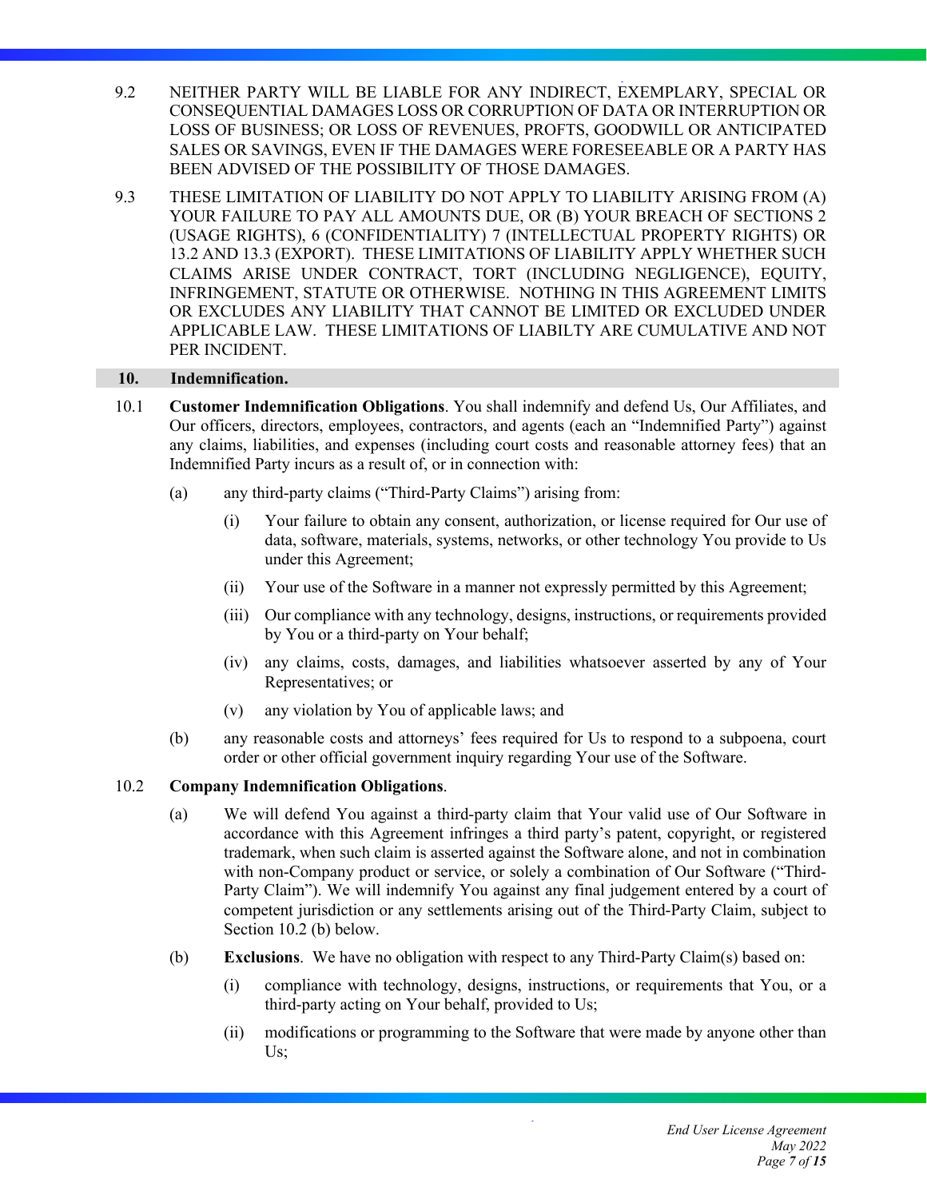9.2 NEITHER PARTY WILL BE LIABLE FOR ANY INDIRECT, EXEMPLARY, SPECIAL OR CONSEQUENTIAL DAMAGES LOSS OR CORRUPTION OF DATA OR INTERRUPTION OR LOSS OF BUSINESS; OR LOSS OF REVENUES, PROFTS, GOODWILL OR ANTICIPATED SALES OR SAVINGS, EVEN IF THE DAMAGES WERE FORESEEABLE OR A PARTY HAS BEEN ADVISED OF THE POSSIBILITY OF THOSE DAMAGES.

9.3 THESE LIMITATION OF LIABILITY DO NOT APPLY TO LIABILITY ARISING FROM (A) YOUR FAILURE TO PAY ALL AMOUNTS DUE, OR (B) YOUR BREACH OF SECTIONS 2 (USAGE RIGHTS), 6 (CONFIDENTIALITY) 7 (INTELLECTUAL PROPERTY RIGHTS) OR 13.2 AND 13.3 (EXPORT). THESE LIMITATIONS OF LIABILITY APPLY WHETHER SUCH CLAIMS ARISE UNDER CONTRACT, TORT (INCLUDING NEGLIGENCE), EQUITY, INFRINGEMENT, STATUTE OR OTHERWISE. NOTHING IN THIS AGREEMENT LIMITS OR EXCLUDES ANY LIABILITY THAT CANNOT BE LIMITED OR EXCLUDED UNDER APPLICABLE LAW. THESE LIMITATIONS OF LIABILTY ARE CUMULATIVE AND NOT PER INCIDENT.

## 10. Indemnification.

10.1 **Customer Indemnification Obligations**. You shall indemnify and defend Us, Our Affiliates, and Our officers, directors, employees, contractors, and agents (each an "Indemnified Party") against any claims, liabilities, and expenses (including court costs and reasonable attorney fees) that an Indemnified Party incurs as a result of, or in connection with:

(a) any third-party claims ("Third-Party Claims") arising from:

(i) Your failure to obtain any consent, authorization, or license required for Our use of data, software, materials, systems, networks, or other technology You provide to Us under this Agreement;

(ii) Your use of the Software in a manner not expressly permitted by this Agreement;

(iii) Our compliance with any technology, designs, instructions, or requirements provided by You or a third-party on Your behalf;

(iv) any claims, costs, damages, and liabilities whatsoever asserted by any of Your Representatives; or

(v) any violation by You of applicable laws; and

(b) any reasonable costs and attorneys' fees required for Us to respond to a subpoena, court order or other official government inquiry regarding Your use of the Software.

10.2 **Company Indemnification Obligations**.

(a) We will defend You against a third-party claim that Your valid use of Our Software in accordance with this Agreement infringes a third party's patent, copyright, or registered trademark, when such claim is asserted against the Software alone, and not in combination with non-Company product or service, or solely a combination of Our Software ("Third-Party Claim"). We will indemnify You against any final judgement entered by a court of competent jurisdiction or any settlements arising out of the Third-Party Claim, subject to Section 10.2 (b) below.

(b) **Exclusions**. We have no obligation with respect to any Third-Party Claim(s) based on:

(i) compliance with technology, designs, instructions, or requirements that You, or a third-party acting on Your behalf, provided to Us;

(ii) modifications or programming to the Software that were made by anyone other than Us;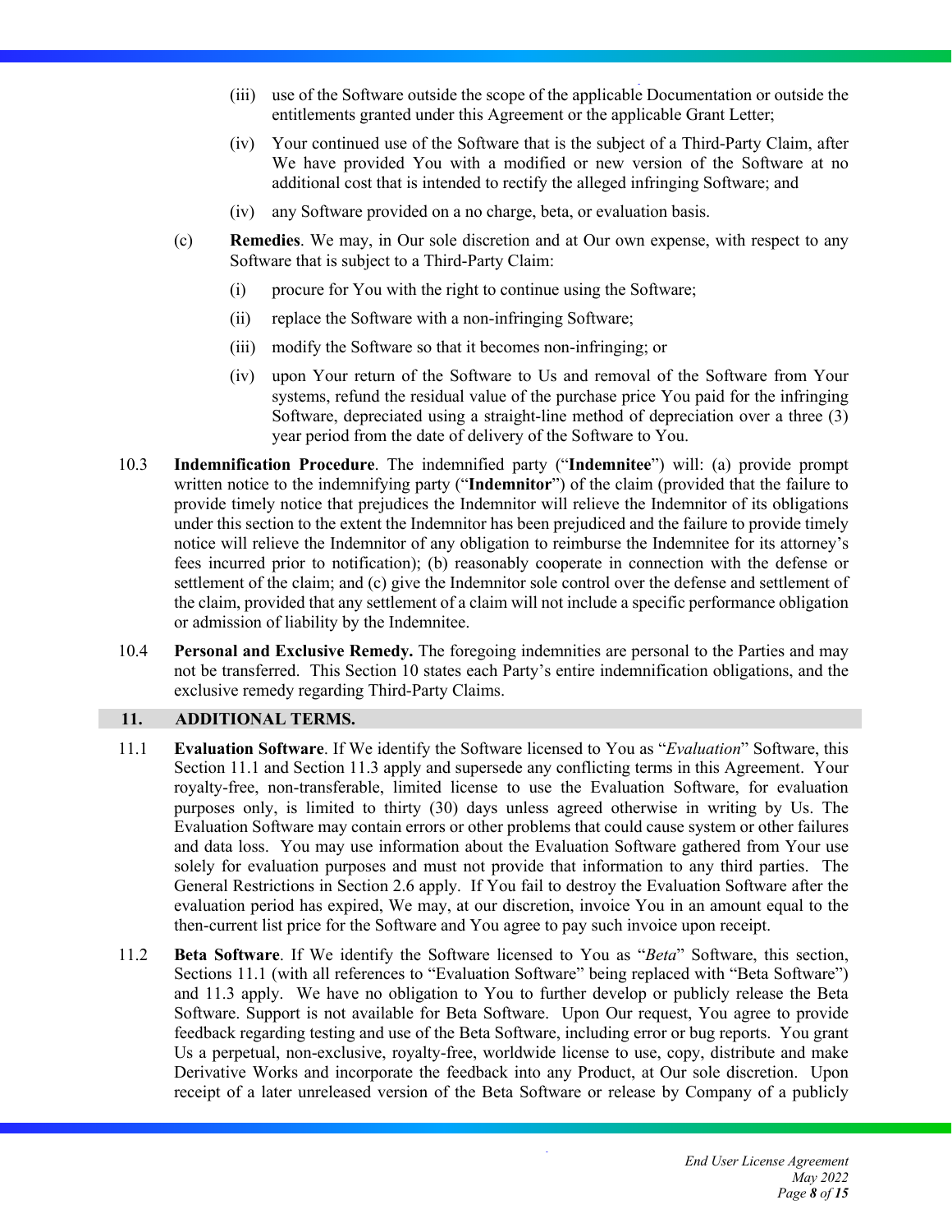(iii) use of the Software outside the scope of the applicable Documentation or outside the entitlements granted under this Agreement or the applicable Grant Letter;

(iv) Your continued use of the Software that is the subject of a Third-Party Claim, after We have provided You with a modified or new version of the Software at no additional cost that is intended to rectify the alleged infringing Software; and

(iv) any Software provided on a no charge, beta, or evaluation basis.

(c) **Remedies**. We may, in Our sole discretion and at Our own expense, with respect to any Software that is subject to a Third-Party Claim:

(i) procure for You with the right to continue using the Software;

(ii) replace the Software with a non-infringing Software;

(iii) modify the Software so that it becomes non-infringing; or

(iv) upon Your return of the Software to Us and removal of the Software from Your systems, refund the residual value of the purchase price You paid for the infringing Software, depreciated using a straight-line method of depreciation over a three (3) year period from the date of delivery of the Software to You.

10.3 **Indemnification Procedure**. The indemnified party ("**Indemnitee**") will: (a) provide prompt written notice to the indemnifying party ("**Indemnitor**") of the claim (provided that the failure to provide timely notice that prejudices the Indemnitor will relieve the Indemnitor of its obligations under this section to the extent the Indemnitor has been prejudiced and the failure to provide timely notice will relieve the Indemnitor of any obligation to reimburse the Indemnitee for its attorney's fees incurred prior to notification); (b) reasonably cooperate in connection with the defense or settlement of the claim; and (c) give the Indemnitor sole control over the defense and settlement of the claim, provided that any settlement of a claim will not include a specific performance obligation or admission of liability by the Indemnitee.

10.4 **Personal and Exclusive Remedy.** The foregoing indemnities are personal to the Parties and may not be transferred. This Section 10 states each Party's entire indemnification obligations, and the exclusive remedy regarding Third-Party Claims.

## 11. ADDITIONAL TERMS.

11.1 **Evaluation Software**. If We identify the Software licensed to You as "*Evaluation*" Software, this Section 11.1 and Section 11.3 apply and supersede any conflicting terms in this Agreement. Your royalty-free, non-transferable, limited license to use the Evaluation Software, for evaluation purposes only, is limited to thirty (30) days unless agreed otherwise in writing by Us. The Evaluation Software may contain errors or other problems that could cause system or other failures and data loss. You may use information about the Evaluation Software gathered from Your use solely for evaluation purposes and must not provide that information to any third parties. The General Restrictions in Section 2.6 apply. If You fail to destroy the Evaluation Software after the evaluation period has expired, We may, at our discretion, invoice You in an amount equal to the then-current list price for the Software and You agree to pay such invoice upon receipt.

11.2 **Beta Software**. If We identify the Software licensed to You as "*Beta*" Software, this section, Sections 11.1 (with all references to "Evaluation Software" being replaced with "Beta Software") and 11.3 apply. We have no obligation to You to further develop or publicly release the Beta Software. Support is not available for Beta Software. Upon Our request, You agree to provide feedback regarding testing and use of the Beta Software, including error or bug reports. You grant Us a perpetual, non-exclusive, royalty-free, worldwide license to use, copy, distribute and make Derivative Works and incorporate the feedback into any Product, at Our sole discretion. Upon receipt of a later unreleased version of the Beta Software or release by Company of a publicly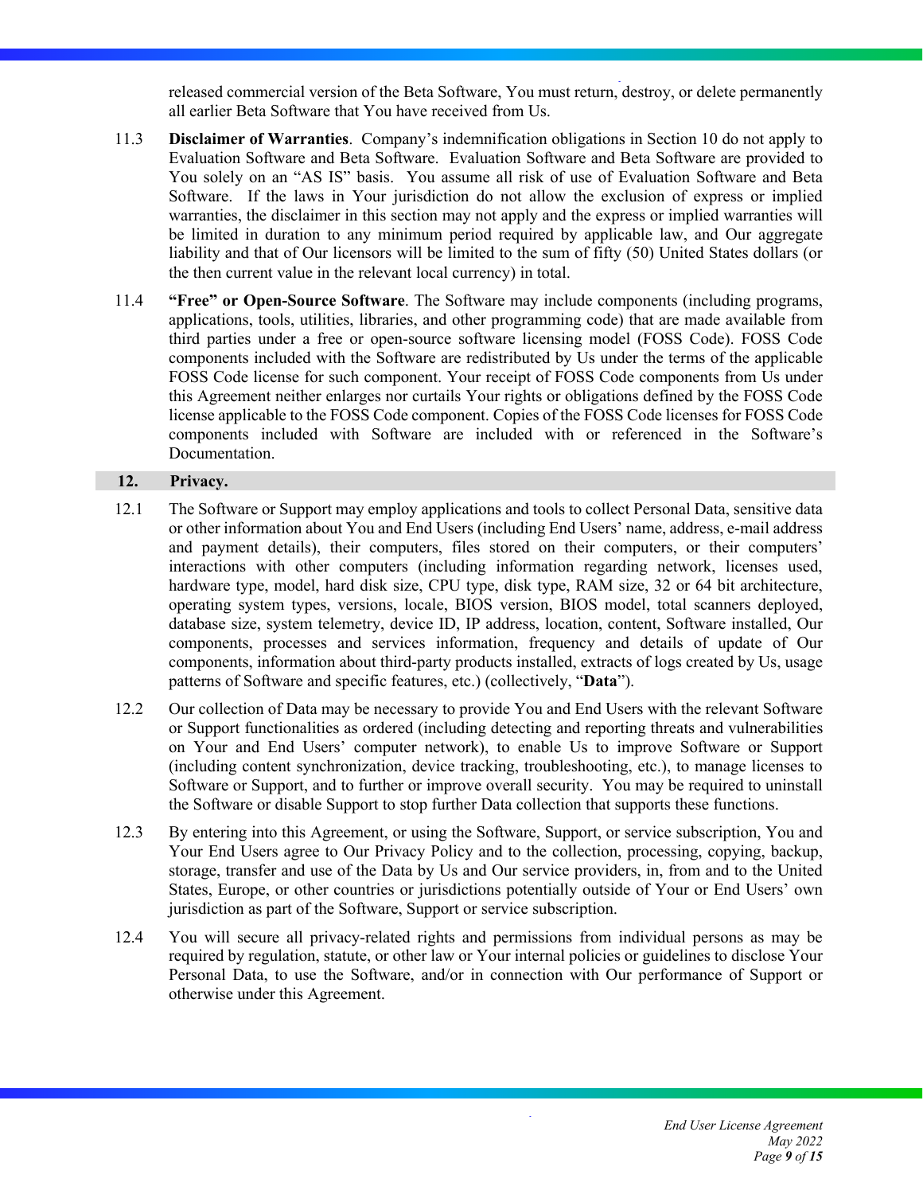released commercial version of the Beta Software, You must return, destroy, or delete permanently all earlier Beta Software that You have received from Us.

11.3 **Disclaimer of Warranties**. Company's indemnification obligations in Section 10 do not apply to Evaluation Software and Beta Software. Evaluation Software and Beta Software are provided to You solely on an "AS IS" basis. You assume all risk of use of Evaluation Software and Beta Software. If the laws in Your jurisdiction do not allow the exclusion of express or implied warranties, the disclaimer in this section may not apply and the express or implied warranties will be limited in duration to any minimum period required by applicable law, and Our aggregate liability and that of Our licensors will be limited to the sum of fifty (50) United States dollars (or the then current value in the relevant local currency) in total.

11.4 **"Free" or Open-Source Software**. The Software may include components (including programs, applications, tools, utilities, libraries, and other programming code) that are made available from third parties under a free or open-source software licensing model (FOSS Code). FOSS Code components included with the Software are redistributed by Us under the terms of the applicable FOSS Code license for such component. Your receipt of FOSS Code components from Us under this Agreement neither enlarges nor curtails Your rights or obligations defined by the FOSS Code license applicable to the FOSS Code component. Copies of the FOSS Code licenses for FOSS Code components included with Software are included with or referenced in the Software's Documentation.

## 12. Privacy.

12.1 The Software or Support may employ applications and tools to collect Personal Data, sensitive data or other information about You and End Users (including End Users' name, address, e-mail address and payment details), their computers, files stored on their computers, or their computers' interactions with other computers (including information regarding network, licenses used, hardware type, model, hard disk size, CPU type, disk type, RAM size, 32 or 64 bit architecture, operating system types, versions, locale, BIOS version, BIOS model, total scanners deployed, database size, system telemetry, device ID, IP address, location, content, Software installed, Our components, processes and services information, frequency and details of update of Our components, information about third-party products installed, extracts of logs created by Us, usage patterns of Software and specific features, etc.) (collectively, "**Data**").

12.2 Our collection of Data may be necessary to provide You and End Users with the relevant Software or Support functionalities as ordered (including detecting and reporting threats and vulnerabilities on Your and End Users' computer network), to enable Us to improve Software or Support (including content synchronization, device tracking, troubleshooting, etc.), to manage licenses to Software or Support, and to further or improve overall security. You may be required to uninstall the Software or disable Support to stop further Data collection that supports these functions.

12.3 By entering into this Agreement, or using the Software, Support, or service subscription, You and Your End Users agree to Our Privacy Policy and to the collection, processing, copying, backup, storage, transfer and use of the Data by Us and Our service providers, in, from and to the United States, Europe, or other countries or jurisdictions potentially outside of Your or End Users' own jurisdiction as part of the Software, Support or service subscription.

12.4 You will secure all privacy-related rights and permissions from individual persons as may be required by regulation, statute, or other law or Your internal policies or guidelines to disclose Your Personal Data, to use the Software, and/or in connection with Our performance of Support or otherwise under this Agreement.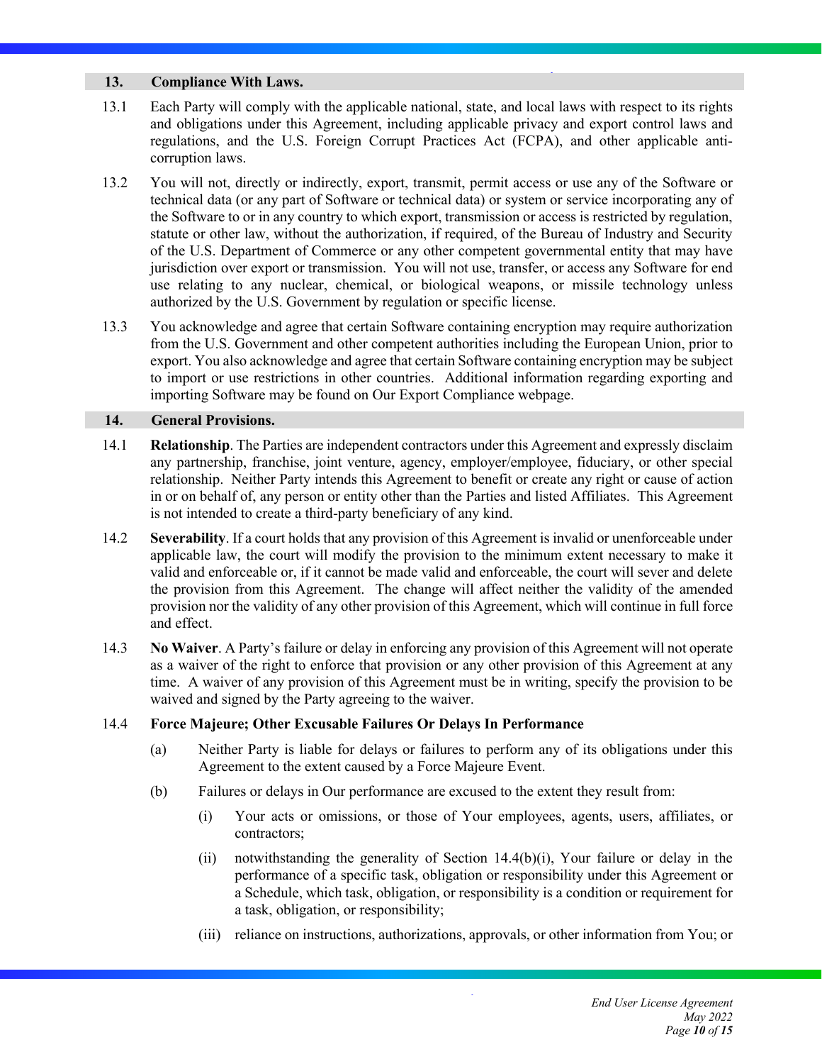## 13. Compliance With Laws.

13.1 Each Party will comply with the applicable national, state, and local laws with respect to its rights and obligations under this Agreement, including applicable privacy and export control laws and regulations, and the U.S. Foreign Corrupt Practices Act (FCPA), and other applicable anti-corruption laws.

13.2 You will not, directly or indirectly, export, transmit, permit access or use any of the Software or technical data (or any part of Software or technical data) or system or service incorporating any of the Software to or in any country to which export, transmission or access is restricted by regulation, statute or other law, without the authorization, if required, of the Bureau of Industry and Security of the U.S. Department of Commerce or any other competent governmental entity that may have jurisdiction over export or transmission. You will not use, transfer, or access any Software for end use relating to any nuclear, chemical, or biological weapons, or missile technology unless authorized by the U.S. Government by regulation or specific license.

13.3 You acknowledge and agree that certain Software containing encryption may require authorization from the U.S. Government and other competent authorities including the European Union, prior to export. You also acknowledge and agree that certain Software containing encryption may be subject to import or use restrictions in other countries. Additional information regarding exporting and importing Software may be found on Our Export Compliance webpage.

## 14. General Provisions.

14.1 **Relationship**. The Parties are independent contractors under this Agreement and expressly disclaim any partnership, franchise, joint venture, agency, employer/employee, fiduciary, or other special relationship. Neither Party intends this Agreement to benefit or create any right or cause of action in or on behalf of, any person or entity other than the Parties and listed Affiliates. This Agreement is not intended to create a third-party beneficiary of any kind.

14.2 **Severability**. If a court holds that any provision of this Agreement is invalid or unenforceable under applicable law, the court will modify the provision to the minimum extent necessary to make it valid and enforceable or, if it cannot be made valid and enforceable, the court will sever and delete the provision from this Agreement. The change will affect neither the validity of the amended provision nor the validity of any other provision of this Agreement, which will continue in full force and effect.

14.3 **No Waiver**. A Party's failure or delay in enforcing any provision of this Agreement will not operate as a waiver of the right to enforce that provision or any other provision of this Agreement at any time. A waiver of any provision of this Agreement must be in writing, specify the provision to be waived and signed by the Party agreeing to the waiver.

14.4 **Force Majeure; Other Excusable Failures Or Delays In Performance**

(a) Neither Party is liable for delays or failures to perform any of its obligations under this Agreement to the extent caused by a Force Majeure Event.

(b) Failures or delays in Our performance are excused to the extent they result from:

(i) Your acts or omissions, or those of Your employees, agents, users, affiliates, or contractors;

(ii) notwithstanding the generality of Section 14.4(b)(i), Your failure or delay in the performance of a specific task, obligation or responsibility under this Agreement or a Schedule, which task, obligation, or responsibility is a condition or requirement for a task, obligation, or responsibility;

(iii) reliance on instructions, authorizations, approvals, or other information from You; or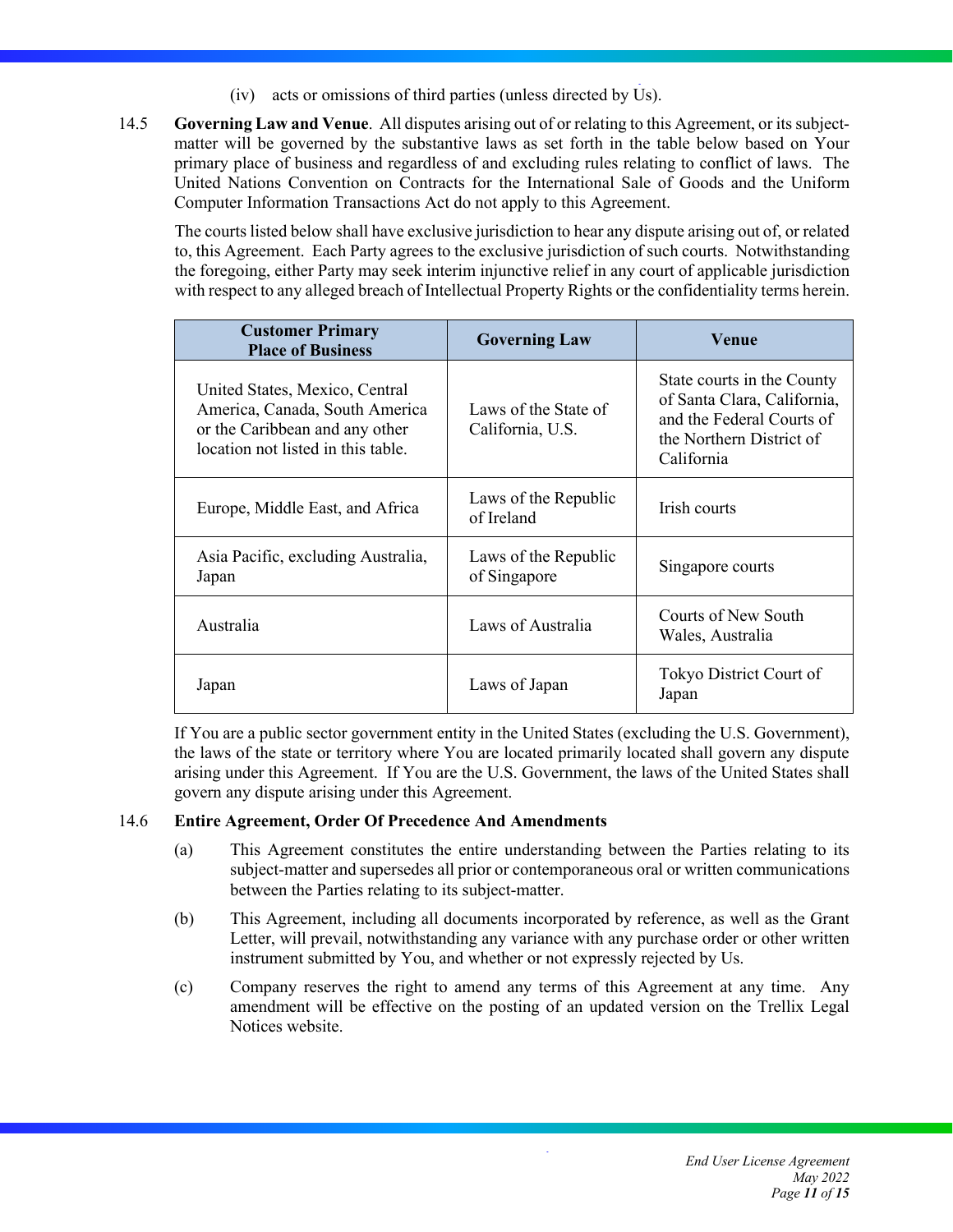(iv) acts or omissions of third parties (unless directed by Us).

14.5 **Governing Law and Venue**. All disputes arising out of or relating to this Agreement, or its subject-matter will be governed by the substantive laws as set forth in the table below based on Your primary place of business and regardless of and excluding rules relating to conflict of laws. The United Nations Convention on Contracts for the International Sale of Goods and the Uniform Computer Information Transactions Act do not apply to this Agreement.

The courts listed below shall have exclusive jurisdiction to hear any dispute arising out of, or related to, this Agreement. Each Party agrees to the exclusive jurisdiction of such courts. Notwithstanding the foregoing, either Party may seek interim injunctive relief in any court of applicable jurisdiction with respect to any alleged breach of Intellectual Property Rights or the confidentiality terms herein.

| Customer Primary Place of Business | Governing Law | Venue |
|---|---|---|
| United States, Mexico, Central America, Canada, South America or the Caribbean and any other location not listed in this table. | Laws of the State of California, U.S. | State courts in the County of Santa Clara, California, and the Federal Courts of the Northern District of California |
| Europe, Middle East, and Africa | Laws of the Republic of Ireland | Irish courts |
| Asia Pacific, excluding Australia, Japan | Laws of the Republic of Singapore | Singapore courts |
| Australia | Laws of Australia | Courts of New South Wales, Australia |
| Japan | Laws of Japan | Tokyo District Court of Japan |

If You are a public sector government entity in the United States (excluding the U.S. Government), the laws of the state or territory where You are located primarily located shall govern any dispute arising under this Agreement. If You are the U.S. Government, the laws of the United States shall govern any dispute arising under this Agreement.

14.6 **Entire Agreement, Order Of Precedence And Amendments**

(a) This Agreement constitutes the entire understanding between the Parties relating to its subject-matter and supersedes all prior or contemporaneous oral or written communications between the Parties relating to its subject-matter.

(b) This Agreement, including all documents incorporated by reference, as well as the Grant Letter, will prevail, notwithstanding any variance with any purchase order or other written instrument submitted by You, and whether or not expressly rejected by Us.

(c) Company reserves the right to amend any terms of this Agreement at any time. Any amendment will be effective on the posting of an updated version on the Trellix Legal Notices website.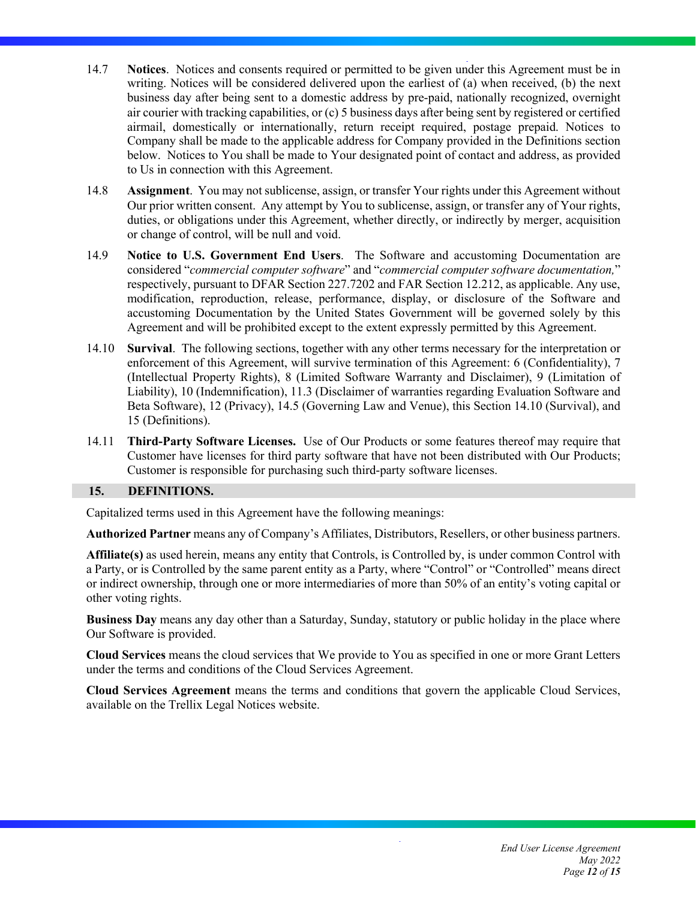14.7 **Notices**. Notices and consents required or permitted to be given under this Agreement must be in writing. Notices will be considered delivered upon the earliest of (a) when received, (b) the next business day after being sent to a domestic address by pre-paid, nationally recognized, overnight air courier with tracking capabilities, or (c) 5 business days after being sent by registered or certified airmail, domestically or internationally, return receipt required, postage prepaid. Notices to Company shall be made to the applicable address for Company provided in the Definitions section below. Notices to You shall be made to Your designated point of contact and address, as provided to Us in connection with this Agreement.

14.8 **Assignment**. You may not sublicense, assign, or transfer Your rights under this Agreement without Our prior written consent. Any attempt by You to sublicense, assign, or transfer any of Your rights, duties, or obligations under this Agreement, whether directly, or indirectly by merger, acquisition or change of control, will be null and void.

14.9 **Notice to U.S. Government End Users**. The Software and accustoming Documentation are considered "*commercial computer software*" and "*commercial computer software documentation,*" respectively, pursuant to DFAR Section 227.7202 and FAR Section 12.212, as applicable. Any use, modification, reproduction, release, performance, display, or disclosure of the Software and accustoming Documentation by the United States Government will be governed solely by this Agreement and will be prohibited except to the extent expressly permitted by this Agreement.

14.10 **Survival**. The following sections, together with any other terms necessary for the interpretation or enforcement of this Agreement, will survive termination of this Agreement: 6 (Confidentiality), 7 (Intellectual Property Rights), 8 (Limited Software Warranty and Disclaimer), 9 (Limitation of Liability), 10 (Indemnification), 11.3 (Disclaimer of warranties regarding Evaluation Software and Beta Software), 12 (Privacy), 14.5 (Governing Law and Venue), this Section 14.10 (Survival), and 15 (Definitions).

14.11 **Third-Party Software Licenses.** Use of Our Products or some features thereof may require that Customer have licenses for third party software that have not been distributed with Our Products; Customer is responsible for purchasing such third-party software licenses.

## 15. DEFINITIONS.

Capitalized terms used in this Agreement have the following meanings:

**Authorized Partner** means any of Company's Affiliates, Distributors, Resellers, or other business partners.

**Affiliate(s)** as used herein, means any entity that Controls, is Controlled by, is under common Control with a Party, or is Controlled by the same parent entity as a Party, where "Control" or "Controlled" means direct or indirect ownership, through one or more intermediaries of more than 50% of an entity's voting capital or other voting rights.

**Business Day** means any day other than a Saturday, Sunday, statutory or public holiday in the place where Our Software is provided.

**Cloud Services** means the cloud services that We provide to You as specified in one or more Grant Letters under the terms and conditions of the Cloud Services Agreement.

**Cloud Services Agreement** means the terms and conditions that govern the applicable Cloud Services, available on the Trellix Legal Notices website.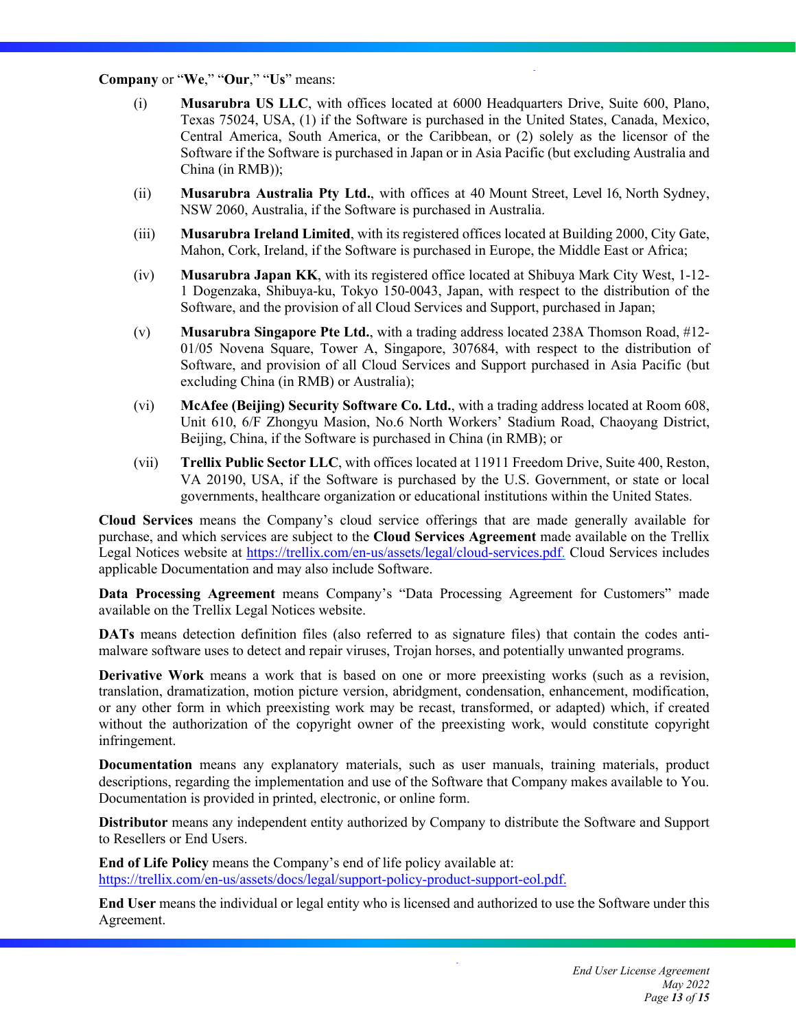**Company** or "**We**," "**Our**," "**Us**" means:

(i) **Musarubra US LLC**, with offices located at 6000 Headquarters Drive, Suite 600, Plano, Texas 75024, USA, (1) if the Software is purchased in the United States, Canada, Mexico, Central America, South America, or the Caribbean, or (2) solely as the licensor of the Software if the Software is purchased in Japan or in Asia Pacific (but excluding Australia and China (in RMB));

(ii) **Musarubra Australia Pty Ltd.**, with offices at 40 Mount Street, Level 16, North Sydney, NSW 2060, Australia, if the Software is purchased in Australia.

(iii) **Musarubra Ireland Limited**, with its registered offices located at Building 2000, City Gate, Mahon, Cork, Ireland, if the Software is purchased in Europe, the Middle East or Africa;

(iv) **Musarubra Japan KK**, with its registered office located at Shibuya Mark City West, 1-12-1 Dogenzaka, Shibuya-ku, Tokyo 150-0043, Japan, with respect to the distribution of the Software, and the provision of all Cloud Services and Support, purchased in Japan;

(v) **Musarubra Singapore Pte Ltd.**, with a trading address located 238A Thomson Road, #12-01/05 Novena Square, Tower A, Singapore, 307684, with respect to the distribution of Software, and provision of all Cloud Services and Support purchased in Asia Pacific (but excluding China (in RMB) or Australia);

(vi) **McAfee (Beijing) Security Software Co. Ltd.**, with a trading address located at Room 608, Unit 610, 6/F Zhongyu Masion, No.6 North Workers' Stadium Road, Chaoyang District, Beijing, China, if the Software is purchased in China (in RMB); or

(vii) **Trellix Public Sector LLC**, with offices located at 11911 Freedom Drive, Suite 400, Reston, VA 20190, USA, if the Software is purchased by the U.S. Government, or state or local governments, healthcare organization or educational institutions within the United States.

**Cloud Services** means the Company's cloud service offerings that are made generally available for purchase, and which services are subject to the **Cloud Services Agreement** made available on the Trellix Legal Notices website at https://trellix.com/en-us/assets/legal/cloud-services.pdf. Cloud Services includes applicable Documentation and may also include Software.

**Data Processing Agreement** means Company's "Data Processing Agreement for Customers" made available on the Trellix Legal Notices website.

**DATs** means detection definition files (also referred to as signature files) that contain the codes anti-malware software uses to detect and repair viruses, Trojan horses, and potentially unwanted programs.

**Derivative Work** means a work that is based on one or more preexisting works (such as a revision, translation, dramatization, motion picture version, abridgment, condensation, enhancement, modification, or any other form in which preexisting work may be recast, transformed, or adapted) which, if created without the authorization of the copyright owner of the preexisting work, would constitute copyright infringement.

**Documentation** means any explanatory materials, such as user manuals, training materials, product descriptions, regarding the implementation and use of the Software that Company makes available to You. Documentation is provided in printed, electronic, or online form.

**Distributor** means any independent entity authorized by Company to distribute the Software and Support to Resellers or End Users.

**End of Life Policy** means the Company's end of life policy available at:
https://trellix.com/en-us/assets/docs/legal/support-policy-product-support-eol.pdf.

**End User** means the individual or legal entity who is licensed and authorized to use the Software under this Agreement.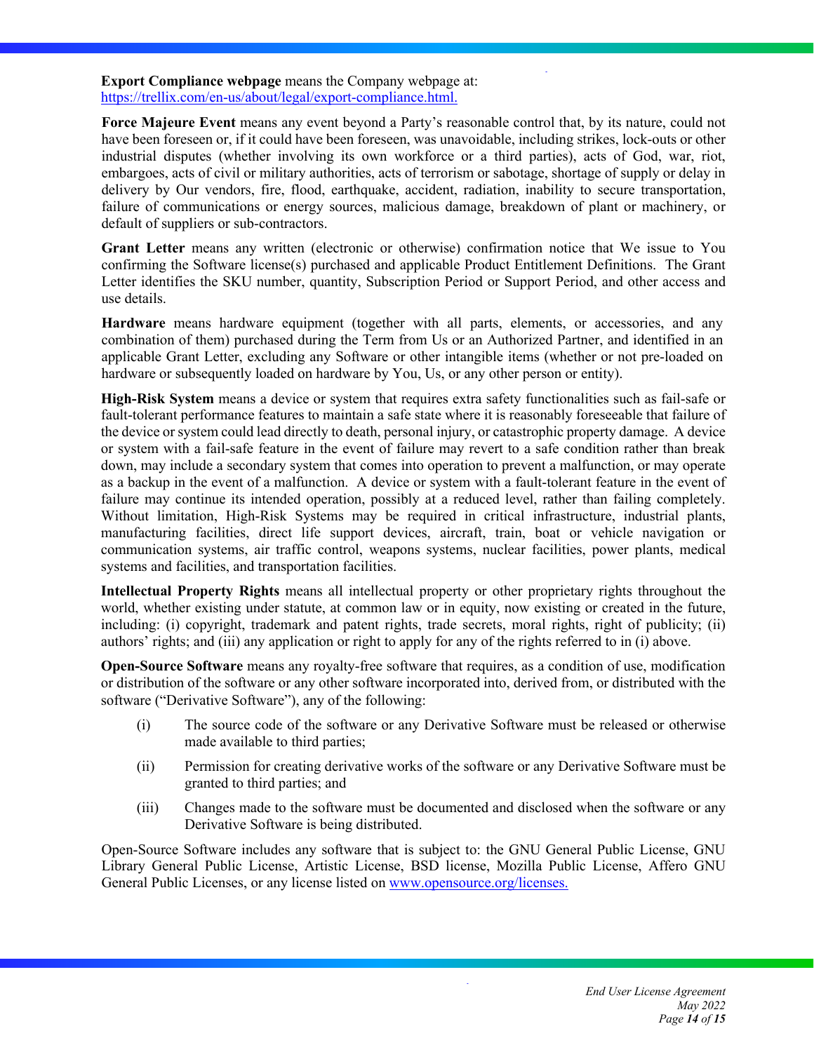**Export Compliance webpage** means the Company webpage at: https://trellix.com/en-us/about/legal/export-compliance.html.

**Force Majeure Event** means any event beyond a Party's reasonable control that, by its nature, could not have been foreseen or, if it could have been foreseen, was unavoidable, including strikes, lock-outs or other industrial disputes (whether involving its own workforce or a third parties), acts of God, war, riot, embargoes, acts of civil or military authorities, acts of terrorism or sabotage, shortage of supply or delay in delivery by Our vendors, fire, flood, earthquake, accident, radiation, inability to secure transportation, failure of communications or energy sources, malicious damage, breakdown of plant or machinery, or default of suppliers or sub-contractors.

**Grant Letter** means any written (electronic or otherwise) confirmation notice that We issue to You confirming the Software license(s) purchased and applicable Product Entitlement Definitions. The Grant Letter identifies the SKU number, quantity, Subscription Period or Support Period, and other access and use details.

**Hardware** means hardware equipment (together with all parts, elements, or accessories, and any combination of them) purchased during the Term from Us or an Authorized Partner, and identified in an applicable Grant Letter, excluding any Software or other intangible items (whether or not pre-loaded on hardware or subsequently loaded on hardware by You, Us, or any other person or entity).

**High-Risk System** means a device or system that requires extra safety functionalities such as fail-safe or fault-tolerant performance features to maintain a safe state where it is reasonably foreseeable that failure of the device or system could lead directly to death, personal injury, or catastrophic property damage. A device or system with a fail-safe feature in the event of failure may revert to a safe condition rather than break down, may include a secondary system that comes into operation to prevent a malfunction, or may operate as a backup in the event of a malfunction. A device or system with a fault-tolerant feature in the event of failure may continue its intended operation, possibly at a reduced level, rather than failing completely. Without limitation, High-Risk Systems may be required in critical infrastructure, industrial plants, manufacturing facilities, direct life support devices, aircraft, train, boat or vehicle navigation or communication systems, air traffic control, weapons systems, nuclear facilities, power plants, medical systems and facilities, and transportation facilities.

**Intellectual Property Rights** means all intellectual property or other proprietary rights throughout the world, whether existing under statute, at common law or in equity, now existing or created in the future, including: (i) copyright, trademark and patent rights, trade secrets, moral rights, right of publicity; (ii) authors' rights; and (iii) any application or right to apply for any of the rights referred to in (i) above.

**Open-Source Software** means any royalty-free software that requires, as a condition of use, modification or distribution of the software or any other software incorporated into, derived from, or distributed with the software ("Derivative Software"), any of the following:

(i) The source code of the software or any Derivative Software must be released or otherwise made available to third parties;

(ii) Permission for creating derivative works of the software or any Derivative Software must be granted to third parties; and

(iii) Changes made to the software must be documented and disclosed when the software or any Derivative Software is being distributed.

Open-Source Software includes any software that is subject to: the GNU General Public License, GNU Library General Public License, Artistic License, BSD license, Mozilla Public License, Affero GNU General Public Licenses, or any license listed on www.opensource.org/licenses.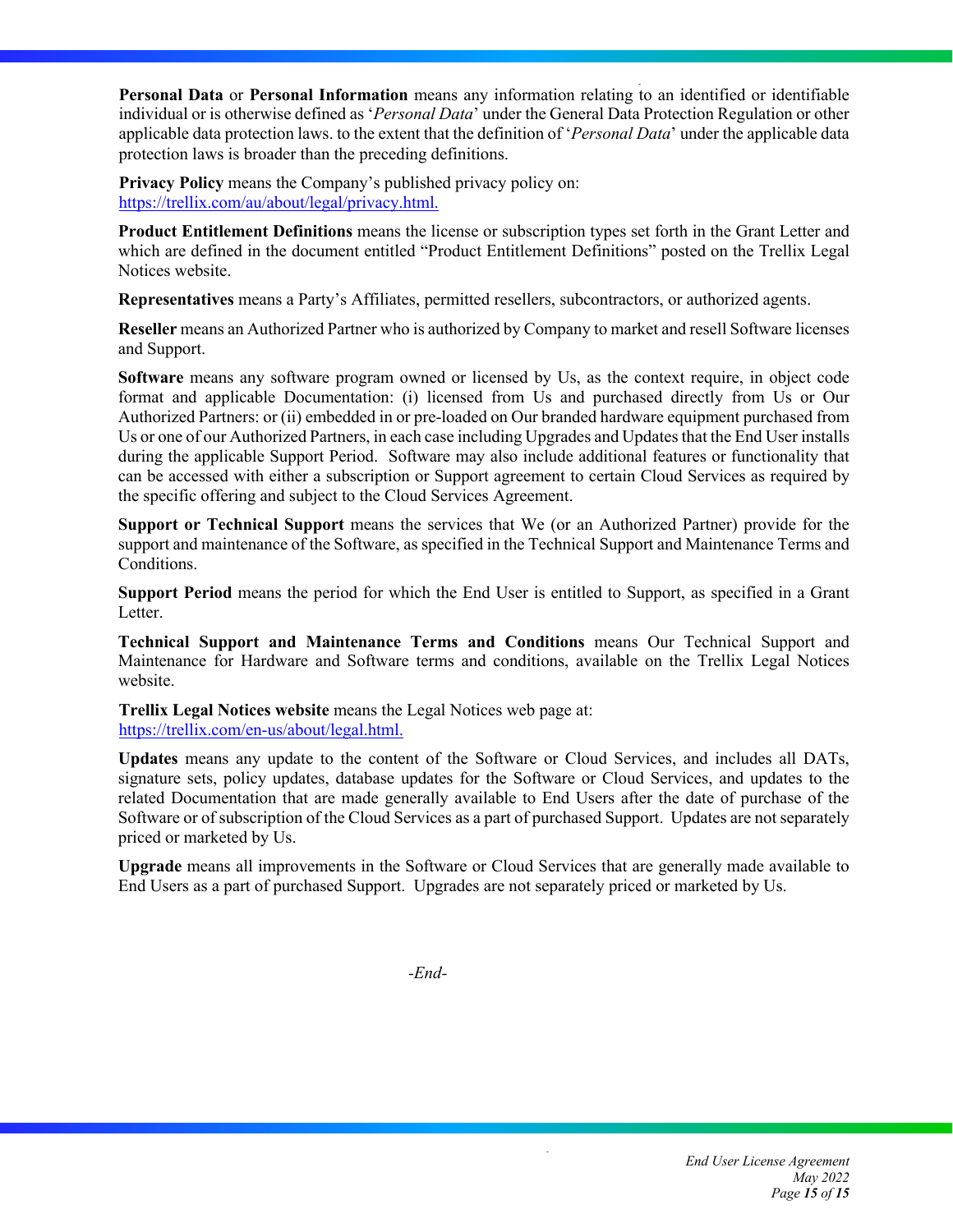**Personal Data** or **Personal Information** means any information relating to an identified or identifiable individual or is otherwise defined as '*Personal Data*' under the General Data Protection Regulation or other applicable data protection laws. to the extent that the definition of '*Personal Data*' under the applicable data protection laws is broader than the preceding definitions.

**Privacy Policy** means the Company's published privacy policy on: https://trellix.com/au/about/legal/privacy.html.

**Product Entitlement Definitions** means the license or subscription types set forth in the Grant Letter and which are defined in the document entitled "Product Entitlement Definitions" posted on the Trellix Legal Notices website.

**Representatives** means a Party's Affiliates, permitted resellers, subcontractors, or authorized agents.

**Reseller** means an Authorized Partner who is authorized by Company to market and resell Software licenses and Support.

**Software** means any software program owned or licensed by Us, as the context require, in object code format and applicable Documentation: (i) licensed from Us and purchased directly from Us or Our Authorized Partners: or (ii) embedded in or pre-loaded on Our branded hardware equipment purchased from Us or one of our Authorized Partners, in each case including Upgrades and Updates that the End User installs during the applicable Support Period. Software may also include additional features or functionality that can be accessed with either a subscription or Support agreement to certain Cloud Services as required by the specific offering and subject to the Cloud Services Agreement.

**Support or Technical Support** means the services that We (or an Authorized Partner) provide for the support and maintenance of the Software, as specified in the Technical Support and Maintenance Terms and Conditions.

**Support Period** means the period for which the End User is entitled to Support, as specified in a Grant Letter.

**Technical Support and Maintenance Terms and Conditions** means Our Technical Support and Maintenance for Hardware and Software terms and conditions, available on the Trellix Legal Notices website.

**Trellix Legal Notices website** means the Legal Notices web page at: https://trellix.com/en-us/about/legal.html.

**Updates** means any update to the content of the Software or Cloud Services, and includes all DATs, signature sets, policy updates, database updates for the Software or Cloud Services, and updates to the related Documentation that are made generally available to End Users after the date of purchase of the Software or of subscription of the Cloud Services as a part of purchased Support. Updates are not separately priced or marketed by Us.

**Upgrade** means all improvements in the Software or Cloud Services that are generally made available to End Users as a part of purchased Support. Upgrades are not separately priced or marketed by Us.

*-End-*